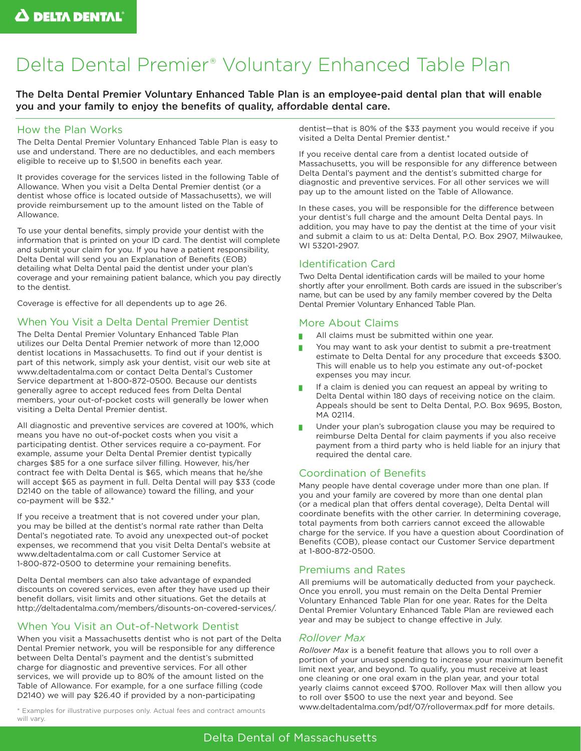# Delta Dental Premier® Voluntary Enhanced Table Plan

**The Delta Dental Premier Voluntary Enhanced Table Plan is an employee-paid dental plan that will enable you and your family to enjoy the benefits of quality, affordable dental care.**

## How the Plan Works

The Delta Dental Premier Voluntary Enhanced Table Plan is easy to use and understand. There are no deductibles, and each members eligible to receive up to $1,500 in benefits each year.

It provides coverage for the services listed in the following Table of Allowance. When you visit a Delta Dental Premier dentist (or a dentist whose office is located outside of Massachusetts), we will provide reimbursement up to the amount listed on the Table of Allowance.

To use your dental benefits, simply provide your dentist with the information that is printed on your ID card. The dentist will complete and submit your claim for you. If you have a patient responsibility, Delta Dental will send you an Explanation of Benefits (EOB) detailing what Delta Dental paid the dentist under your plan's coverage and your remaining patient balance, which you pay directly to the dentist.

Coverage is effective for all dependents up to age 26.

## When You Visit a Delta Dental Premier Dentist

The Delta Dental Premier Voluntary Enhanced Table Plan utilizes our Delta Dental Premier network of more than 12,000 dentist locations in Massachusetts. To find out if your dentist is part of this network, simply ask your dentist, visit our web site at www.deltadentalma.com or contact Delta Dental's Customer Service department at 1-800-872-0500. Because our dentists generally agree to accept reduced fees from Delta Dental members, your out-of-pocket costs will generally be lower when visiting a Delta Dental Premier dentist.

All diagnostic and preventive services are covered at 100%, which means you have no out-of-pocket costs when you visit a participating dentist. Other services require a co-payment. For example, assume your Delta Dental Premier dentist typically charges $85 for a one surface silver filling. However, his/her contract fee with Delta Dental is $65, which means that he/she will accept $65 as payment in full. Delta Dental will pay $33 (code D2140 on the table of allowance) toward the filling, and your co-payment will be $32.*

If you receive a treatment that is not covered under your plan, you may be billed at the dentist's normal rate rather than Delta Dental's negotiated rate. To avoid any unexpected out-of pocket expenses, we recommend that you visit Delta Dental's website at www.deltadentalma.com or call Customer Service at 1-800-872-0500 to determine your remaining benefits.

Delta Dental members can also take advantage of expanded discounts on covered services, even after they have used up their benefit dollars, visit limits and other situations. Get the details at http://deltadentalma.com/members/disounts-on-covered-services/.

## When You Visit an Out-of-Network Dentist

When you visit a Massachusetts dentist who is not part of the Delta Dental Premier network, you will be responsible for any difference between Delta Dental's payment and the dentist's submitted charge for diagnostic and preventive services. For all other services, we will provide up to 80% of the amount listed on the Table of Allowance. For example, for a one surface filling (code D2140) we will pay $26.40 if provided by a non-participating dentist—that is 80% of the $33 payment you would receive if you visited a Delta Dental Premier dentist.*

If you receive dental care from a dentist located outside of Massachusetts, you will be responsible for any difference between Delta Dental's payment and the dentist's submitted charge for diagnostic and preventive services. For all other services we will pay up to the amount listed on the Table of Allowance.

In these cases, you will be responsible for the difference between your dentist's full charge and the amount Delta Dental pays. In addition, you may have to pay the dentist at the time of your visit and submit a claim to us at: Delta Dental, P.O. Box 2907, Milwaukee, WI 53201-2907.

## Identification Card

Two Delta Dental identification cards will be mailed to your home shortly after your enrollment. Both cards are issued in the subscriber's name, but can be used by any family member covered by the Delta Dental Premier Voluntary Enhanced Table Plan.

## More About Claims

- All claims must be submitted within one year.
- You may want to ask your dentist to submit a pre-treatment estimate to Delta Dental for any procedure that exceeds $300. This will enable us to help you estimate any out-of-pocket expenses you may incur.
- If a claim is denied you can request an appeal by writing to Delta Dental within 180 days of receiving notice on the claim. Appeals should be sent to Delta Dental, P.O. Box 9695, Boston, MA 02114.
- Under your plan's subrogation clause you may be required to reimburse Delta Dental for claim payments if you also receive payment from a third party who is held liable for an injury that required the dental care.

## Coordination of Benefits

Many people have dental coverage under more than one plan. If you and your family are covered by more than one dental plan (or a medical plan that offers dental coverage), Delta Dental will coordinate benefits with the other carrier. In determining coverage, total payments from both carriers cannot exceed the allowable charge for the service. If you have a question about Coordination of Benefits (COB), please contact our Customer Service department at 1-800-872-0500.

## Premiums and Rates

All premiums will be automatically deducted from your paycheck. Once you enroll, you must remain on the Delta Dental Premier Voluntary Enhanced Table Plan for one year. Rates for the Delta Dental Premier Voluntary Enhanced Table Plan are reviewed each year and may be subject to change effective in July.

## *Rollover Max*

*Rollover Max* is a benefit feature that allows you to roll over a portion of your unused spending to increase your maximum benefit limit next year, and beyond. To qualify, you must receive at least one cleaning or one oral exam in the plan year, and your total yearly claims cannot exceed $700. Rollover Max will then allow you to roll over $500 to use the next year and beyond. See www.deltadentalma.com/pdf/07/rollovermax.pdf for more details.

\* Examples for illustrative purposes only. Actual fees and contract amounts will vary.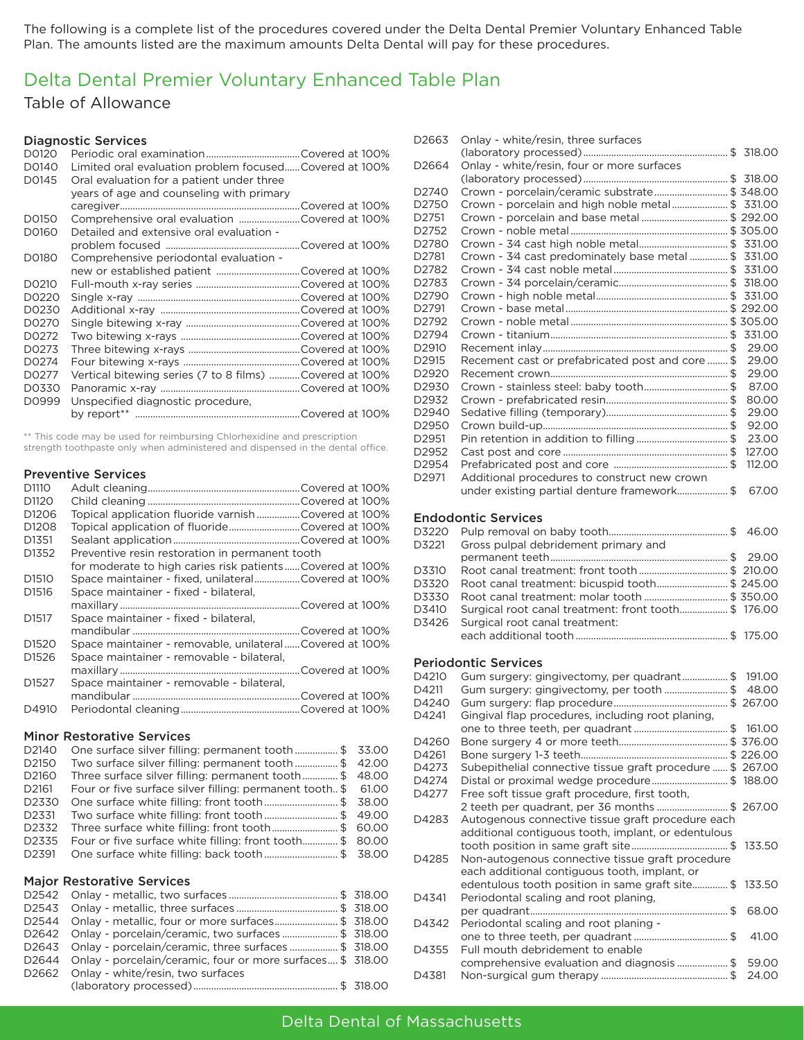The following is a complete list of the procedures covered under the Delta Dental Premier Voluntary Enhanced Table Plan. The amounts listed are the maximum amounts Delta Dental will pay for these procedures.

# Delta Dental Premier Voluntary Enhanced Table Plan

## Table of Allowance

### Diagnostic Services

| Code | Procedure | Allowance |
|---|---|---|
| D0120 | Periodic oral examination | Covered at 100% |
| D0140 | Limited oral evaluation problem focused | Covered at 100% |
| D0145 | Oral evaluation for a patient under three years of age and counseling with primary caregiver | Covered at 100% |
| D0150 | Comprehensive oral evaluation | Covered at 100% |
| D0160 | Detailed and extensive oral evaluation - problem focused | Covered at 100% |
| D0180 | Comprehensive periodontal evaluation - new or established patient | Covered at 100% |
| D0210 | Full-mouth x-ray series | Covered at 100% |
| D0220 | Single x-ray | Covered at 100% |
| D0230 | Additional x-ray | Covered at 100% |
| D0270 | Single bitewing x-ray | Covered at 100% |
| D0272 | Two bitewing x-rays | Covered at 100% |
| D0273 | Three bitewing x-rays | Covered at 100% |
| D0274 | Four bitewing x-rays | Covered at 100% |
| D0277 | Vertical bitewing series (7 to 8 films) | Covered at 100% |
| D0330 | Panoramic x-ray | Covered at 100% |
| D0999 | Unspecified diagnostic procedure, by report** | Covered at 100% |

** This code may be used for reimbursing Chlorhexidine and prescription strength toothpaste only when administered and dispensed in the dental office.

### Preventive Services

| Code | Procedure | Allowance |
|---|---|---|
| D1110 | Adult cleaning | Covered at 100% |
| D1120 | Child cleaning | Covered at 100% |
| D1206 | Topical application fluoride varnish | Covered at 100% |
| D1208 | Topical application of fluoride | Covered at 100% |
| D1351 | Sealant application | Covered at 100% |
| D1352 | Preventive resin restoration in permanent tooth for moderate to high caries risk patients | Covered at 100% |
| D1510 | Space maintainer - fixed, unilateral | Covered at 100% |
| D1516 | Space maintainer - fixed - bilateral, maxillary | Covered at 100% |
| D1517 | Space maintainer - fixed - bilateral, mandibular | Covered at 100% |
| D1520 | Space maintainer - removable, unilateral | Covered at 100% |
| D1526 | Space maintainer - removable - bilateral, maxillary | Covered at 100% |
| D1527 | Space maintainer - removable - bilateral, mandibular | Covered at 100% |
| D4910 | Periodontal cleaning | Covered at 100% |

### Minor Restorative Services

| Code | Procedure | Allowance |
|---|---|---|
| D2140 | One surface silver filling: permanent tooth | $ 33.00 |
| D2150 | Two surface silver filling: permanent tooth | $ 42.00 |
| D2160 | Three surface silver filling: permanent tooth | $ 48.00 |
| D2161 | Four or five surface silver filling: permanent tooth | $ 61.00 |
| D2330 | One surface white filling: front tooth | $ 38.00 |
| D2331 | Two surface white filling: front tooth | $ 49.00 |
| D2332 | Three surface white filling: front tooth | $ 60.00 |
| D2335 | Four or five surface white filling: front tooth | $ 80.00 |
| D2391 | One surface white filling: back tooth | $ 38.00 |

### Major Restorative Services

| Code | Procedure | Allowance |
|---|---|---|
| D2542 | Onlay - metallic, two surfaces | $ 318.00 |
| D2543 | Onlay - metallic, three surfaces | $ 318.00 |
| D2544 | Onlay - metallic, four or more surfaces | $ 318.00 |
| D2642 | Onlay - porcelain/ceramic, two surfaces | $ 318.00 |
| D2643 | Onlay - porcelain/ceramic, three surfaces | $ 318.00 |
| D2644 | Onlay - porcelain/ceramic, four or more surfaces | $ 318.00 |
| D2662 | Onlay - white/resin, two surfaces (laboratory processed) | $ 318.00 |
| D2663 | Onlay - white/resin, three surfaces (laboratory processed) | $ 318.00 |
| D2664 | Onlay - white/resin, four or more surfaces (laboratory processed) | $ 318.00 |
| D2740 | Crown - porcelain/ceramic substrate | $ 348.00 |
| D2750 | Crown - porcelain and high noble metal | $ 331.00 |
| D2751 | Crown - porcelain and base metal | $ 292.00 |
| D2752 | Crown - noble metal | $ 305.00 |
| D2780 | Crown - 3⁄4 cast high noble metal | $ 331.00 |
| D2781 | Crown - 3⁄4 cast predominately base metal | $ 331.00 |
| D2782 | Crown - 3⁄4 cast noble metal | $ 331.00 |
| D2783 | Crown - 3⁄4 porcelain/ceramic | $ 318.00 |
| D2790 | Crown - high noble metal | $ 331.00 |
| D2791 | Crown - base metal | $ 292.00 |
| D2792 | Crown - noble metal | $ 305.00 |
| D2794 | Crown - titanium | $ 331.00 |
| D2910 | Recement inlay | $ 29.00 |
| D2915 | Recement cast or prefabricated post and core | $ 29.00 |
| D2920 | Recement crown | $ 29.00 |
| D2930 | Crown - stainless steel: baby tooth | $ 87.00 |
| D2932 | Crown - prefabricated resin | $ 80.00 |
| D2940 | Sedative filling (temporary) | $ 29.00 |
| D2950 | Crown build-up | $ 92.00 |
| D2951 | Pin retention in addition to filling | $ 23.00 |
| D2952 | Cast post and core | $ 127.00 |
| D2954 | Prefabricated post and core | $ 112.00 |
| D2971 | Additional procedures to construct new crown under existing partial denture framework | $ 67.00 |

### Endodontic Services

| Code | Procedure | Allowance |
|---|---|---|
| D3220 | Pulp removal on baby tooth | $ 46.00 |
| D3221 | Gross pulpal debridement primary and permanent teeth | $ 29.00 |
| D3310 | Root canal treatment: front tooth | $ 210.00 |
| D3320 | Root canal treatment: bicuspid tooth | $ 245.00 |
| D3330 | Root canal treatment: molar tooth | $ 350.00 |
| D3410 | Surgical root canal treatment: front tooth | $ 176.00 |
| D3426 | Surgical root canal treatment: each additional tooth | $ 175.00 |

### Periodontic Services

| Code | Procedure | Allowance |
|---|---|---|
| D4210 | Gum surgery: gingivectomy, per quadrant | $ 191.00 |
| D4211 | Gum surgery: gingivectomy, per tooth | $ 48.00 |
| D4240 | Gum surgery: flap procedure | $ 267.00 |
| D4241 | Gingival flap procedures, including root planing, one to three teeth, per quadrant | $ 161.00 |
| D4260 | Bone surgery 4 or more teeth | $ 376.00 |
| D4261 | Bone surgery 1-3 teeth | $ 226.00 |
| D4273 | Subepithelial connective tissue graft procedure | $ 267.00 |
| D4274 | Distal or proximal wedge procedure | $ 188.00 |
| D4277 | Free soft tissue graft procedure, first tooth, 2 teeth per quadrant, per 36 months | $ 267.00 |
| D4283 | Autogenous connective tissue graft procedure each additional contiguous tooth, implant, or edentulous tooth position in same graft site | $ 133.50 |
| D4285 | Non-autogenous connective tissue graft procedure each additional contiguous tooth, implant, or edentulous tooth position in same graft site | $ 133.50 |
| D4341 | Periodontal scaling and root planing, per quadrant | $ 68.00 |
| D4342 | Periodontal scaling and root planing - one to three teeth, per quadrant | $ 41.00 |
| D4355 | Full mouth debridement to enable comprehensive evaluation and diagnosis | $ 59.00 |
| D4381 | Non-surgical gum therapy | $ 24.00 |

Delta Dental of Massachusetts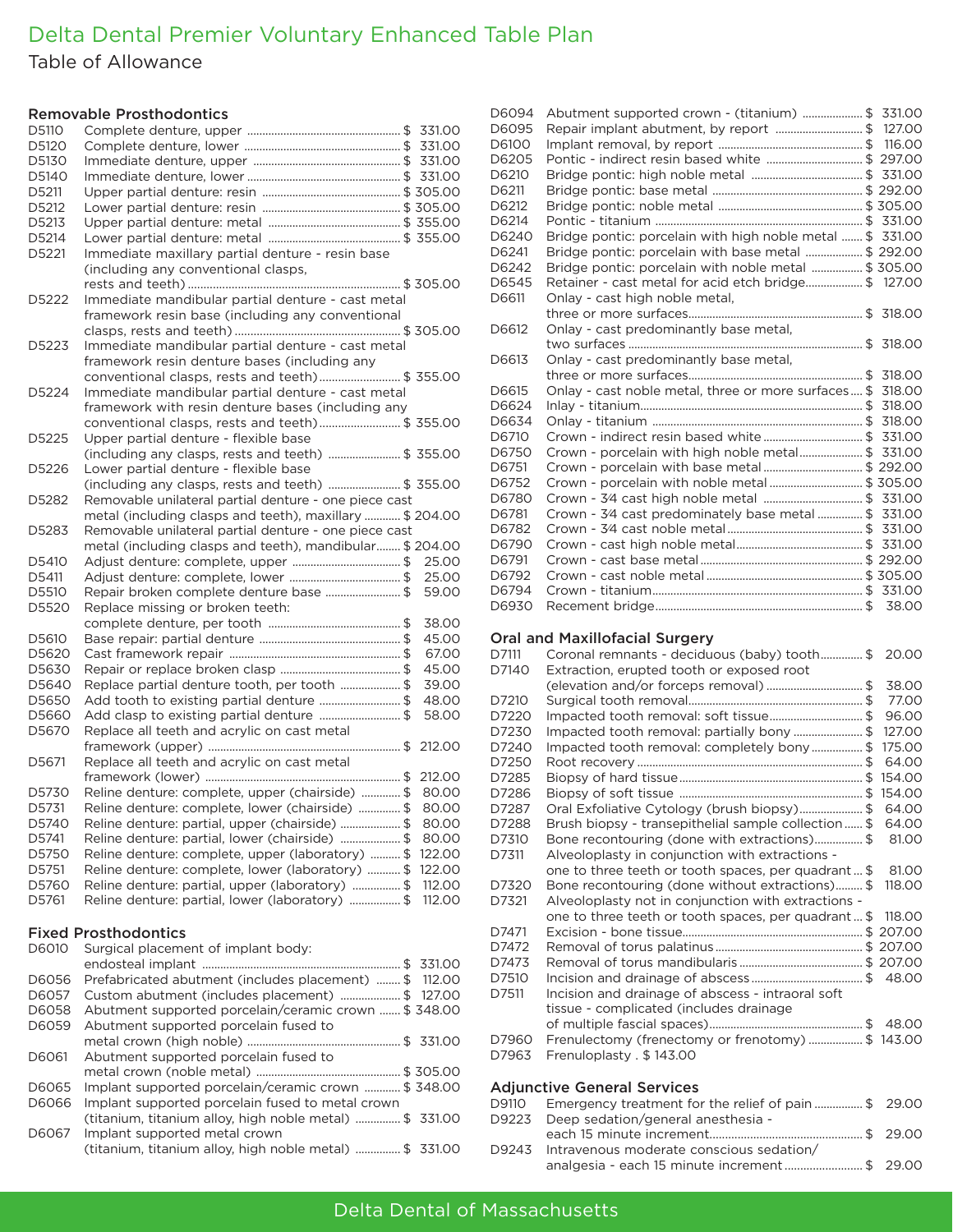# Delta Dental Premier Voluntary Enhanced Table Plan

## Table of Allowance

### Removable Prosthodontics

| Code | Description | Allowance |
|---|---|---|
| D5110 | Complete denture, upper | $ 331.00 |
| D5120 | Complete denture, lower | $ 331.00 |
| D5130 | Immediate denture, upper | $ 331.00 |
| D5140 | Immediate denture, lower | $ 331.00 |
| D5211 | Upper partial denture: resin | $ 305.00 |
| D5212 | Lower partial denture: resin | $ 305.00 |
| D5213 | Upper partial denture: metal | $ 355.00 |
| D5214 | Lower partial denture: metal | $ 355.00 |
| D5221 | Immediate maxillary partial denture - resin base (including any conventional clasps, rests and teeth) | $ 305.00 |
| D5222 | Immediate mandibular partial denture - cast metal framework resin base (including any conventional clasps, rests and teeth) | $ 305.00 |
| D5223 | Immediate mandibular partial denture - cast metal framework resin denture bases (including any conventional clasps, rests and teeth) | $ 355.00 |
| D5224 | Immediate mandibular partial denture - cast metal framework with resin denture bases (including any conventional clasps, rests and teeth) | $ 355.00 |
| D5225 | Upper partial denture - flexible base (including any clasps, rests and teeth) | $ 355.00 |
| D5226 | Lower partial denture - flexible base (including any clasps, rests and teeth) | $ 355.00 |
| D5282 | Removable unilateral partial denture - one piece cast metal (including clasps and teeth), maxillary | $ 204.00 |
| D5283 | Removable unilateral partial denture - one piece cast metal (including clasps and teeth), mandibular | $ 204.00 |
| D5410 | Adjust denture: complete, upper | $ 25.00 |
| D5411 | Adjust denture: complete, lower | $ 25.00 |
| D5510 | Repair broken complete denture base | $ 59.00 |
| D5520 | Replace missing or broken teeth: complete denture, per tooth | $ 38.00 |
| D5610 | Base repair: partial denture | $ 45.00 |
| D5620 | Cast framework repair | $ 67.00 |
| D5630 | Repair or replace broken clasp | $ 45.00 |
| D5640 | Replace partial denture tooth, per tooth | $ 39.00 |
| D5650 | Add tooth to existing partial denture | $ 48.00 |
| D5660 | Add clasp to existing partial denture | $ 58.00 |
| D5670 | Replace all teeth and acrylic on cast metal framework (upper) | $ 212.00 |
| D5671 | Replace all teeth and acrylic on cast metal framework (lower) | $ 212.00 |
| D5730 | Reline denture: complete, upper (chairside) | $ 80.00 |
| D5731 | Reline denture: complete, lower (chairside) | $ 80.00 |
| D5740 | Reline denture: partial, upper (chairside) | $ 80.00 |
| D5741 | Reline denture: partial, lower (chairside) | $ 80.00 |
| D5750 | Reline denture: complete, upper (laboratory) | $ 122.00 |
| D5751 | Reline denture: complete, lower (laboratory) | $ 122.00 |
| D5760 | Reline denture: partial, upper (laboratory) | $ 112.00 |
| D5761 | Reline denture: partial, lower (laboratory) | $ 112.00 |

### Fixed Prosthodontics

| Code | Description | Allowance |
|---|---|---|
| D6010 | Surgical placement of implant body: endosteal implant | $ 331.00 |
| D6056 | Prefabricated abutment (includes placement) | $ 112.00 |
| D6057 | Custom abutment (includes placement) | $ 127.00 |
| D6058 | Abutment supported porcelain/ceramic crown | $ 348.00 |
| D6059 | Abutment supported porcelain fused to metal crown (high noble) | $ 331.00 |
| D6061 | Abutment supported porcelain fused to metal crown (noble metal) | $ 305.00 |
| D6065 | Implant supported porcelain/ceramic crown | $ 348.00 |
| D6066 | Implant supported porcelain fused to metal crown (titanium, titanium alloy, high noble metal) | $ 331.00 |
| D6067 | Implant supported metal crown (titanium, titanium alloy, high noble metal) | $ 331.00 |
| D6094 | Abutment supported crown - (titanium) | $ 331.00 |
| D6095 | Repair implant abutment, by report | $ 127.00 |
| D6100 | Implant removal, by report | $ 116.00 |
| D6205 | Pontic - indirect resin based white | $ 297.00 |
| D6210 | Bridge pontic: high noble metal | $ 331.00 |
| D6211 | Bridge pontic: base metal | $ 292.00 |
| D6212 | Bridge pontic: noble metal | $ 305.00 |
| D6214 | Pontic - titanium | $ 331.00 |
| D6240 | Bridge pontic: porcelain with high noble metal | $ 331.00 |
| D6241 | Bridge pontic: porcelain with base metal | $ 292.00 |
| D6242 | Bridge pontic: porcelain with noble metal | $ 305.00 |
| D6545 | Retainer - cast metal for acid etch bridge | $ 127.00 |
| D6611 | Onlay - cast high noble metal, three or more surfaces | $ 318.00 |
| D6612 | Onlay - cast predominantly base metal, two surfaces | $ 318.00 |
| D6613 | Onlay - cast predominantly base metal, three or more surfaces | $ 318.00 |
| D6615 | Onlay - cast noble metal, three or more surfaces | $ 318.00 |
| D6624 | Inlay - titanium | $ 318.00 |
| D6634 | Onlay - titanium | $ 318.00 |
| D6710 | Crown - indirect resin based white | $ 331.00 |
| D6750 | Crown - porcelain with high noble metal | $ 331.00 |
| D6751 | Crown - porcelain with base metal | $ 292.00 |
| D6752 | Crown - porcelain with noble metal | $ 305.00 |
| D6780 | Crown - 3⁄4 cast high noble metal | $ 331.00 |
| D6781 | Crown - 3⁄4 cast predominately base metal | $ 331.00 |
| D6782 | Crown - 3⁄4 cast noble metal | $ 331.00 |
| D6790 | Crown - cast high noble metal | $ 331.00 |
| D6791 | Crown - cast base metal | $ 292.00 |
| D6792 | Crown - cast noble metal | $ 305.00 |
| D6794 | Crown - titanium | $ 331.00 |
| D6930 | Recement bridge | $ 38.00 |

### Oral and Maxillofacial Surgery

| Code | Description | Allowance |
|---|---|---|
| D7111 | Coronal remnants - deciduous (baby) tooth | $ 20.00 |
| D7140 | Extraction, erupted tooth or exposed root (elevation and/or forceps removal) | $ 38.00 |
| D7210 | Surgical tooth removal | $ 77.00 |
| D7220 | Impacted tooth removal: soft tissue | $ 96.00 |
| D7230 | Impacted tooth removal: partially bony | $ 127.00 |
| D7240 | Impacted tooth removal: completely bony | $ 175.00 |
| D7250 | Root recovery | $ 64.00 |
| D7285 | Biopsy of hard tissue | $ 154.00 |
| D7286 | Biopsy of soft tissue | $ 154.00 |
| D7287 | Oral Exfoliative Cytology (brush biopsy) | $ 64.00 |
| D7288 | Brush biopsy - transepithelial sample collection | $ 64.00 |
| D7310 | Bone recontouring (done with extractions) | $ 81.00 |
| D7311 | Alveoloplasty in conjunction with extractions - one to three teeth or tooth spaces, per quadrant | $ 81.00 |
| D7320 | Bone recontouring (done without extractions) | $ 118.00 |
| D7321 | Alveoloplasty not in conjunction with extractions - one to three teeth or tooth spaces, per quadrant | $ 118.00 |
| D7471 | Excision - bone tissue | $ 207.00 |
| D7472 | Removal of torus palatinus | $ 207.00 |
| D7473 | Removal of torus mandibularis | $ 207.00 |
| D7510 | Incision and drainage of abscess | $ 48.00 |
| D7511 | Incision and drainage of abscess - intraoral soft tissue - complicated (includes drainage of multiple fascial spaces) | $ 48.00 |
| D7960 | Frenulectomy (frenectomy or frenotomy) | $ 143.00 |
| D7963 | Frenuloplasty | $ 143.00 |

### Adjunctive General Services

| Code | Description | Allowance |
|---|---|---|
| D9110 | Emergency treatment for the relief of pain | $ 29.00 |
| D9223 | Deep sedation/general anesthesia - each 15 minute increment | $ 29.00 |
| D9243 | Intravenous moderate conscious sedation/analgesia - each 15 minute increment | $ 29.00 |

Delta Dental of Massachusetts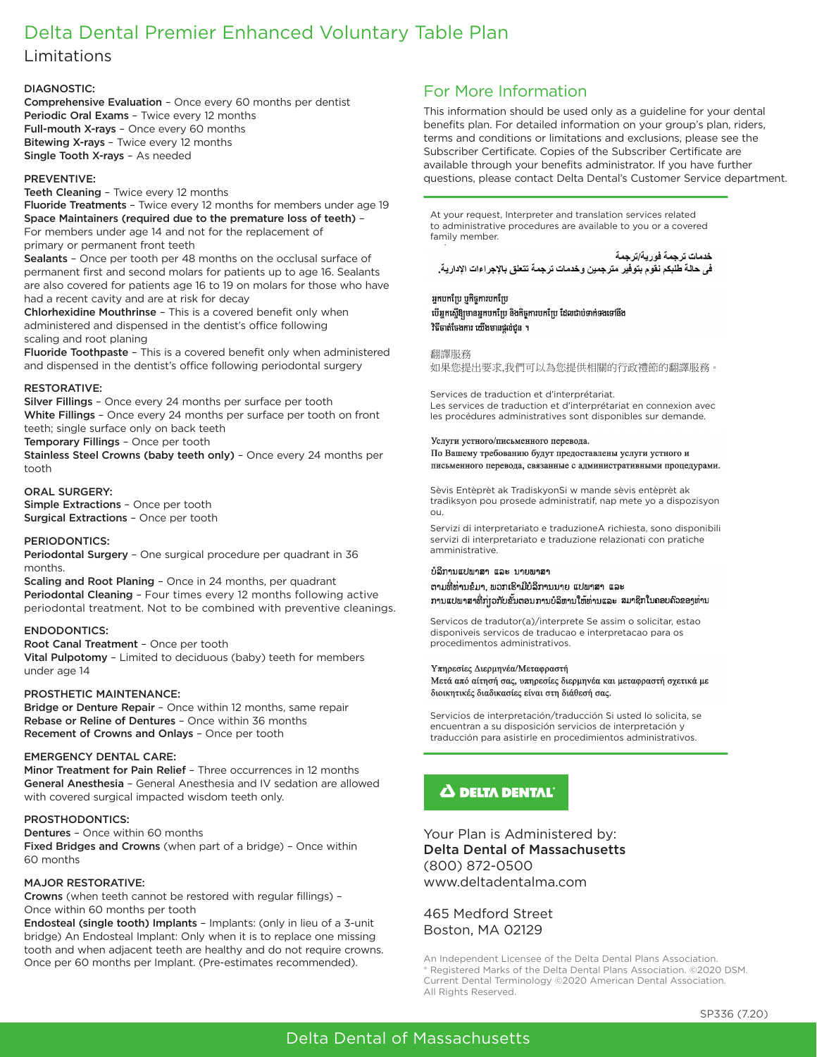# Delta Dental Premier Enhanced Voluntary Table Plan

## Limitations

**DIAGNOSTIC:**

**Comprehensive Evaluation** – Once every 60 months per dentist
**Periodic Oral Exams** – Twice every 12 months
**Full-mouth X-rays** – Once every 60 months
**Bitewing X-rays** – Twice every 12 months
**Single Tooth X-rays** – As needed

**PREVENTIVE:**

**Teeth Cleaning** – Twice every 12 months
**Fluoride Treatments** – Twice every 12 months for members under age 19
**Space Maintainers (required due to the premature loss of teeth)** – For members under age 14 and not for the replacement of primary or permanent front teeth
**Sealants** – Once per tooth per 48 months on the occlusal surface of permanent first and second molars for patients up to age 16. Sealants are also covered for patients age 16 to 19 on molars for those who have had a recent cavity and are at risk for decay
**Chlorhexidine Mouthrinse** – This is a covered benefit only when administered and dispensed in the dentist's office following scaling and root planing
**Fluoride Toothpaste** – This is a covered benefit only when administered and dispensed in the dentist's office following periodontal surgery

**RESTORATIVE:**

**Silver Fillings** – Once every 24 months per surface per tooth
**White Fillings** – Once every 24 months per surface per tooth on front teeth; single surface only on back teeth
**Temporary Fillings** – Once per tooth
**Stainless Steel Crowns (baby teeth only)** – Once every 24 months per tooth

**ORAL SURGERY:**

**Simple Extractions** – Once per tooth
**Surgical Extractions** – Once per tooth

**PERIODONTICS:**

**Periodontal Surgery** – One surgical procedure per quadrant in 36 months.
**Scaling and Root Planing** – Once in 24 months, per quadrant
**Periodontal Cleaning** – Four times every 12 months following active periodontal treatment. Not to be combined with preventive cleanings.

**ENDODONTICS:**

**Root Canal Treatment** – Once per tooth
**Vital Pulpotomy** – Limited to deciduous (baby) teeth for members under age 14

**PROSTHETIC MAINTENANCE:**

**Bridge or Denture Repair** – Once within 12 months, same repair
**Rebase or Reline of Dentures** – Once within 36 months
**Recement of Crowns and Onlays** – Once per tooth

**EMERGENCY DENTAL CARE:**

**Minor Treatment for Pain Relief** – Three occurrences in 12 months
**General Anesthesia** – General Anesthesia and IV sedation are allowed with covered surgical impacted wisdom teeth only.

**PROSTHODONTICS:**

**Dentures** – Once within 60 months
**Fixed Bridges and Crowns** (when part of a bridge) – Once within 60 months

**MAJOR RESTORATIVE:**

**Crowns** (when teeth cannot be restored with regular fillings) – Once within 60 months per tooth
**Endosteal (single tooth) Implants** – Implants: (only in lieu of a 3-unit bridge) An Endosteal Implant: Only when it is to replace one missing tooth and when adjacent teeth are healthy and do not require crowns. Once per 60 months per Implant. (Pre-estimates recommended).

## For More Information

This information should be used only as a guideline for your dental benefits plan. For detailed information on your group's plan, riders, terms and conditions or limitations and exclusions, please see the Subscriber Certificate. Copies of the Subscriber Certificate are available through your benefits administrator. If you have further questions, please contact Delta Dental's Customer Service department.

At your request, Interpreter and translation services related to administrative procedures are available to you or a covered family member.

خدمات ترجمة فورية/ترجمة
في حالة طلبكم نقوم بتوفير مترجمين وخدمات ترجمة تتعلق بالإجراءات الإدارية.

អ្នកបកប្រែ ឬកិច្ចការបកប្រែ
បើអ្នកស្នើឱ្យមានអ្នកបកប្រែ និងកិច្ចការបកប្រែ ដែលជាប់ទាក់ទងទៅនឹងវិធីចាត់ចែងការ យើងមានផ្តល់ជូន ។

翻譯服務
如果您提出要求,我們可以為您提供相關的行政禮節的翻譯服務。

Services de traduction et d'interprétariat.
Les services de traduction et d'interprétariat en connexion avec les procédures administratives sont disponibles sur demande.

Услуги устного/письменного перевода.
По Вашему требованию будут предоставлены услуги устного и письменного перевода, связанные с административными процедурами.

Sèvis Entèprèt ak TradiskyonSi w mande sèvis entèprèt ak tradiksyon pou prosede administratif, nap mete yo a dispozisyon ou.

Servizi di interpretariato e traduzioneA richiesta, sono disponibili servizi di interpretariato e traduzione relazionati con pratiche amministrative.

ບໍລິການແປພາສາ ແລະ ນາຍພາສາ
ຕາມທີ່ທ່ານຂໍມາ, ພວກເຮົາມີບໍລິການນາຍ ແປພາສາ ແລະ ການແປພາສາທີ່ກ່ຽວກັບຂັ້ນຕອນການບໍລິຫານໃຫ້ທ່ານແລະ ສມາຊິກໃນຄອບຄົວຂອງທ່ານ

Servicos de tradutor(a)/interprete Se assim o solicitar, estao disponiveis servicos de traducao e interpretacao para os procedimentos administrativos.

Υπηρεσίες Διερμηνέα/Μεταφραστή
Μετά από αίτησή σας, υπηρεσίες διερμηνέα και μεταφραστή σχετικά με διοικητικές διαδικασίες είναι στη διάθεσή σας.

Servicios de interpretación/traducción Si usted lo solicita, se encuentran a su disposición servicios de interpretación y traducción para asistirle en procedimientos administrativos.

DELTA DENTAL®

Your Plan is Administered by:
**Delta Dental of Massachusetts**
(800) 872-0500
www.deltadentalma.com

465 Medford Street
Boston, MA 02129

An Independent Licensee of the Delta Dental Plans Association.
® Registered Marks of the Delta Dental Plans Association. ©2020 DSM.
Current Dental Terminology ©2020 American Dental Association.
All Rights Reserved.

SP336 (7.20)

Delta Dental of Massachusetts